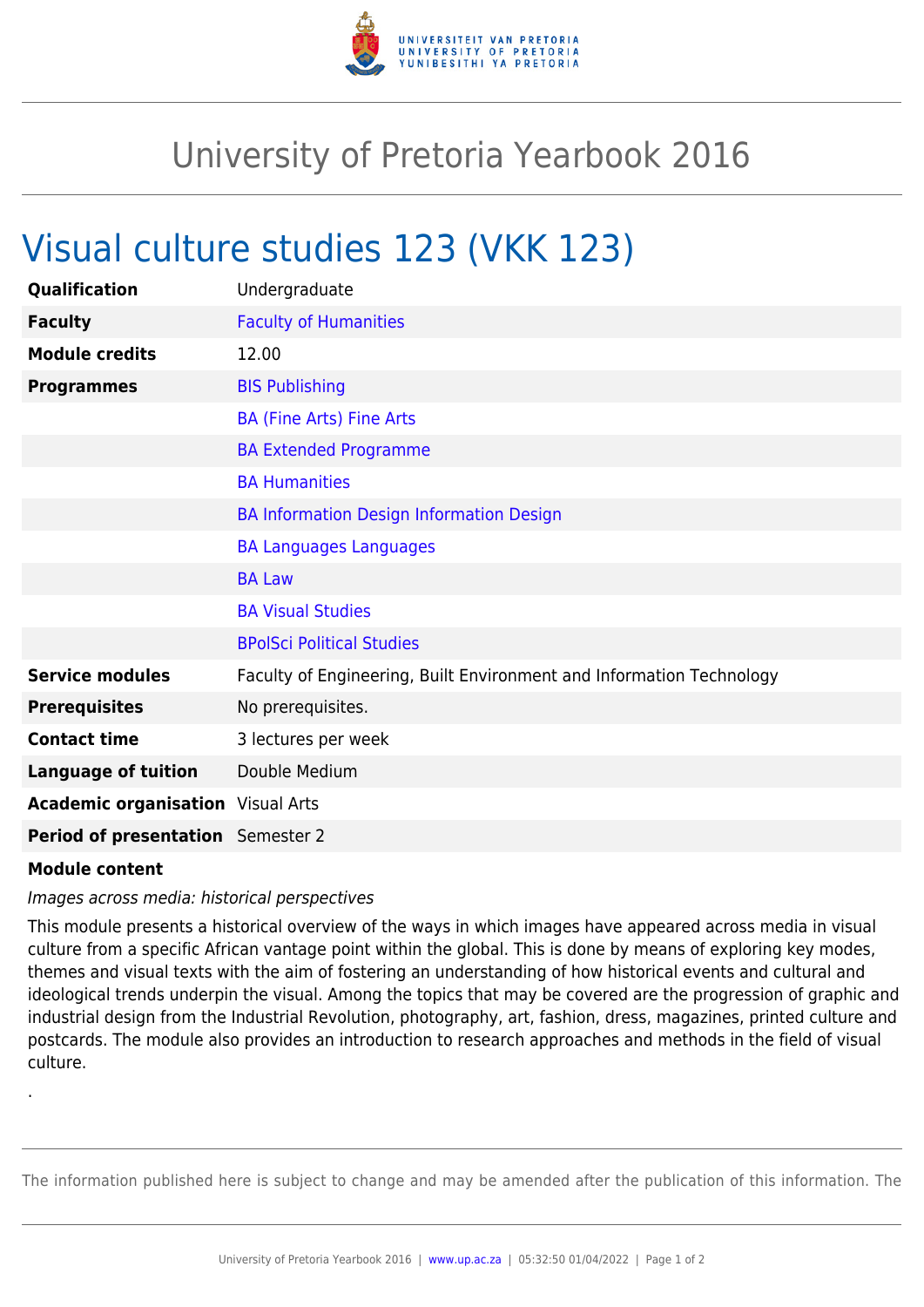# University of Pretoria Yearbook 2016

## Visual culture studies 123 (VKK 123)

| | |
|---|---|
| **Qualification** | Undergraduate |
| **Faculty** | Faculty of Humanities |
| **Module credits** | 12.00 |
| **Programmes** | BIS Publishing |
| | BA (Fine Arts) Fine Arts |
| | BA Extended Programme |
| | BA Humanities |
| | BA Information Design Information Design |
| | BA Languages Languages |
| | BA Law |
| | BA Visual Studies |
| | BPolSci Political Studies |
| **Service modules** | Faculty of Engineering, Built Environment and Information Technology |
| **Prerequisites** | No prerequisites. |
| **Contact time** | 3 lectures per week |
| **Language of tuition** | Double Medium |
| **Academic organisation** | Visual Arts |
| **Period of presentation** | Semester 2 |

**Module content**

*Images across media: historical perspectives*

This module presents a historical overview of the ways in which images have appeared across media in visual culture from a specific African vantage point within the global. This is done by means of exploring key modes, themes and visual texts with the aim of fostering an understanding of how historical events and cultural and ideological trends underpin the visual. Among the topics that may be covered are the progression of graphic and industrial design from the Industrial Revolution, photography, art, fashion, dress, magazines, printed culture and postcards. The module also provides an introduction to research approaches and methods in the field of visual culture.

.

The information published here is subject to change and may be amended after the publication of this information. The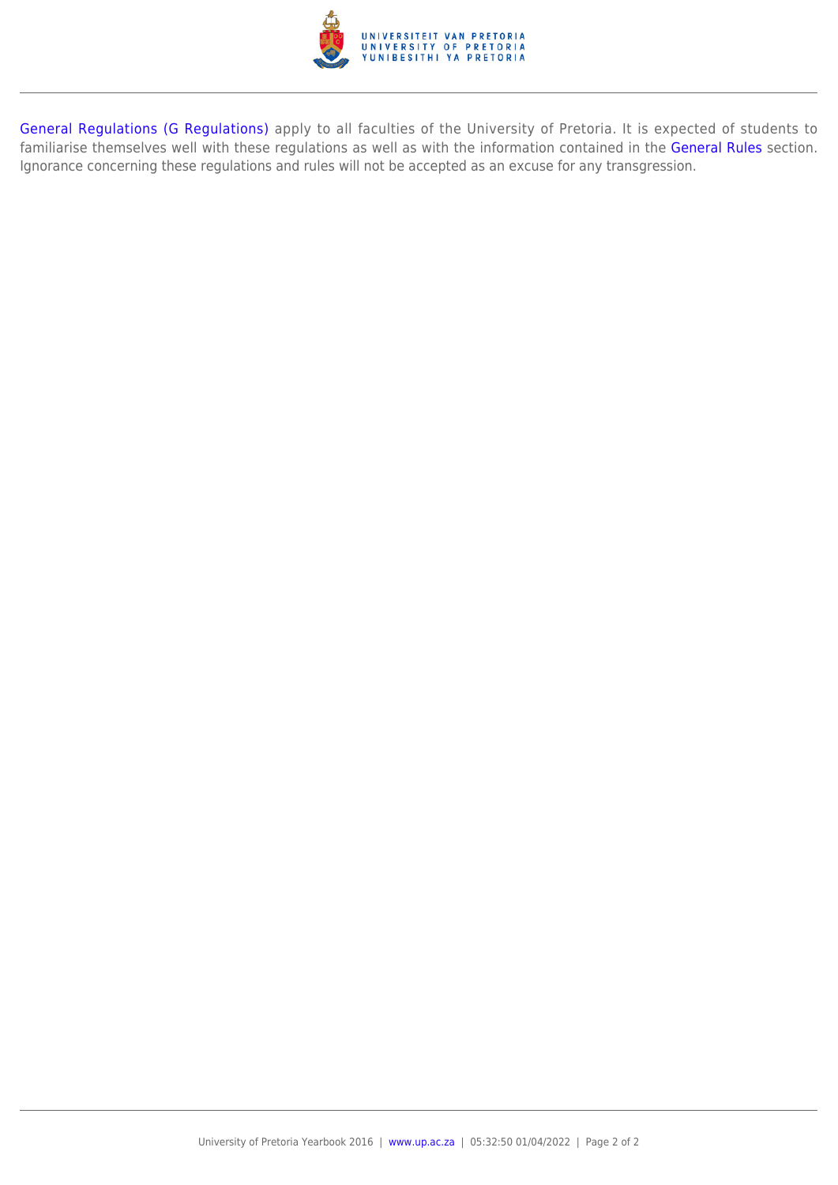General Regulations (G Regulations) apply to all faculties of the University of Pretoria. It is expected of students to familiarise themselves well with these regulations as well as with the information contained in the General Rules section. Ignorance concerning these regulations and rules will not be accepted as an excuse for any transgression.